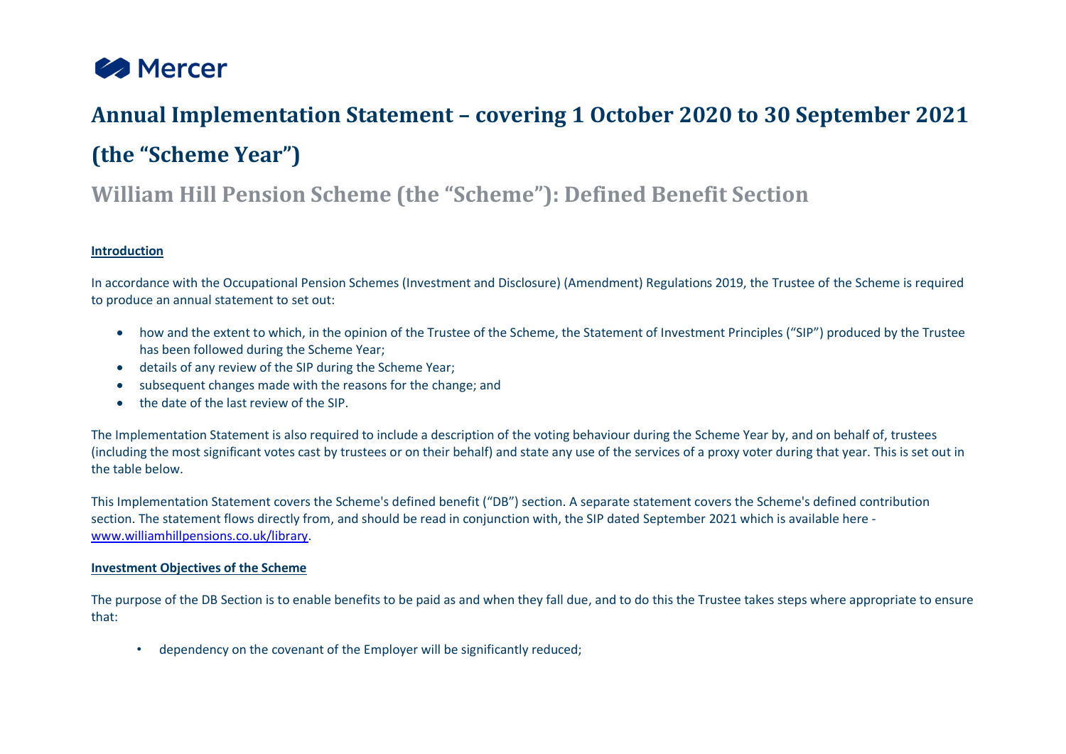Mercer

# Annual Implementation Statement – covering 1 October 2020 to 30 September 2021 (the "Scheme Year")

## William Hill Pension Scheme (the "Scheme"): Defined Benefit Section

**Introduction**

In accordance with the Occupational Pension Schemes (Investment and Disclosure) (Amendment) Regulations 2019, the Trustee of the Scheme is required to produce an annual statement to set out:

- how and the extent to which, in the opinion of the Trustee of the Scheme, the Statement of Investment Principles ("SIP") produced by the Trustee has been followed during the Scheme Year;
- details of any review of the SIP during the Scheme Year;
- subsequent changes made with the reasons for the change; and
- the date of the last review of the SIP.

The Implementation Statement is also required to include a description of the voting behaviour during the Scheme Year by, and on behalf of, trustees (including the most significant votes cast by trustees or on their behalf) and state any use of the services of a proxy voter during that year. This is set out in the table below.

This Implementation Statement covers the Scheme's defined benefit ("DB") section. A separate statement covers the Scheme's defined contribution section. The statement flows directly from, and should be read in conjunction with, the SIP dated September 2021 which is available here - www.williamhillpensions.co.uk/library.

**Investment Objectives of the Scheme**

The purpose of the DB Section is to enable benefits to be paid as and when they fall due, and to do this the Trustee takes steps where appropriate to ensure that:

- dependency on the covenant of the Employer will be significantly reduced;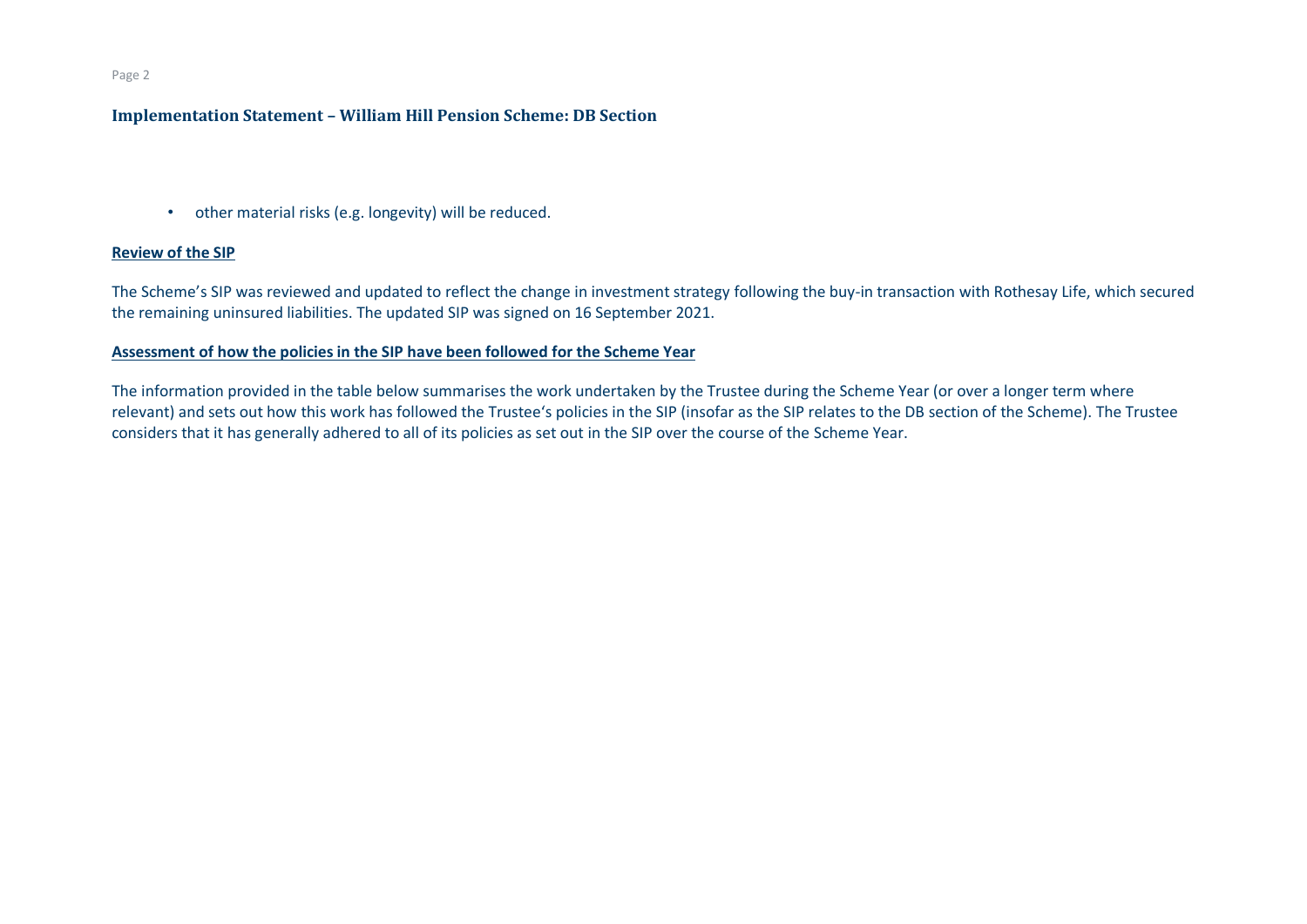- other material risks (e.g. longevity) will be reduced.

**Review of the SIP**

The Scheme's SIP was reviewed and updated to reflect the change in investment strategy following the buy-in transaction with Rothesay Life, which secured the remaining uninsured liabilities. The updated SIP was signed on 16 September 2021.

**Assessment of how the policies in the SIP have been followed for the Scheme Year**

The information provided in the table below summarises the work undertaken by the Trustee during the Scheme Year (or over a longer term where relevant) and sets out how this work has followed the Trustee's policies in the SIP (insofar as the SIP relates to the DB section of the Scheme). The Trustee considers that it has generally adhered to all of its policies as set out in the SIP over the course of the Scheme Year.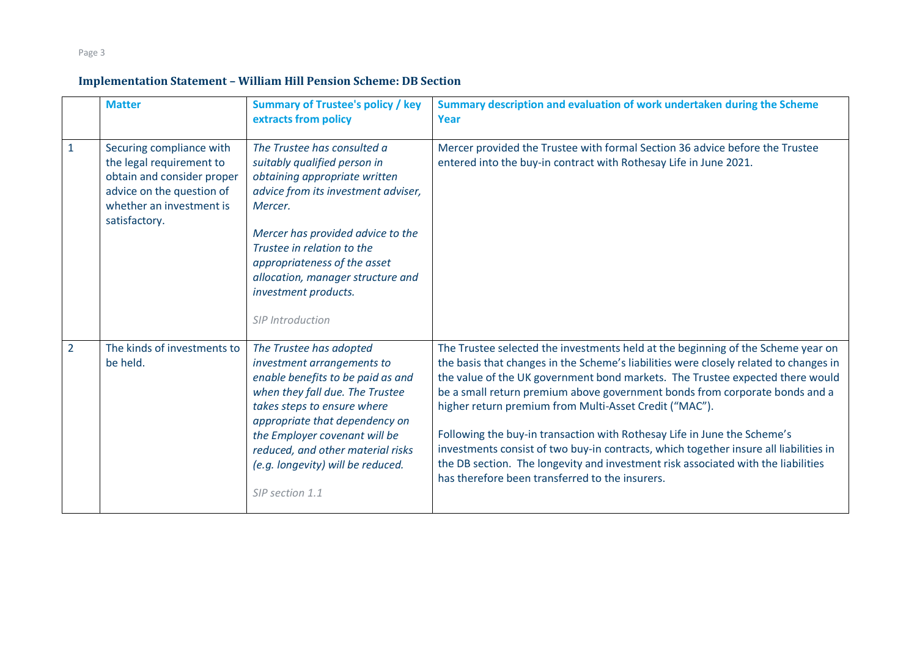**Implementation Statement – William Hill Pension Scheme: DB Section**

| | Matter | Summary of Trustee's policy / key extracts from policy | Summary description and evaluation of work undertaken during the Scheme Year |
|---|---|---|---|
| 1 | Securing compliance with the legal requirement to obtain and consider proper advice on the question of whether an investment is satisfactory. | *The Trustee has consulted a suitably qualified person in obtaining appropriate written advice from its investment adviser, Mercer.*<br><br>*Mercer has provided advice to the Trustee in relation to the appropriateness of the asset allocation, manager structure and investment products.*<br><br>SIP Introduction | Mercer provided the Trustee with formal Section 36 advice before the Trustee entered into the buy-in contract with Rothesay Life in June 2021. |
| 2 | The kinds of investments to be held. | *The Trustee has adopted investment arrangements to enable benefits to be paid as and when they fall due. The Trustee takes steps to ensure where appropriate that dependency on the Employer covenant will be reduced, and other material risks (e.g. longevity) will be reduced.*<br><br>SIP section 1.1 | The Trustee selected the investments held at the beginning of the Scheme year on the basis that changes in the Scheme's liabilities were closely related to changes in the value of the UK government bond markets. The Trustee expected there would be a small return premium above government bonds from corporate bonds and a higher return premium from Multi-Asset Credit ("MAC").<br><br>Following the buy-in transaction with Rothesay Life in June the Scheme's investments consist of two buy-in contracts, which together insure all liabilities in the DB section. The longevity and investment risk associated with the liabilities has therefore been transferred to the insurers. |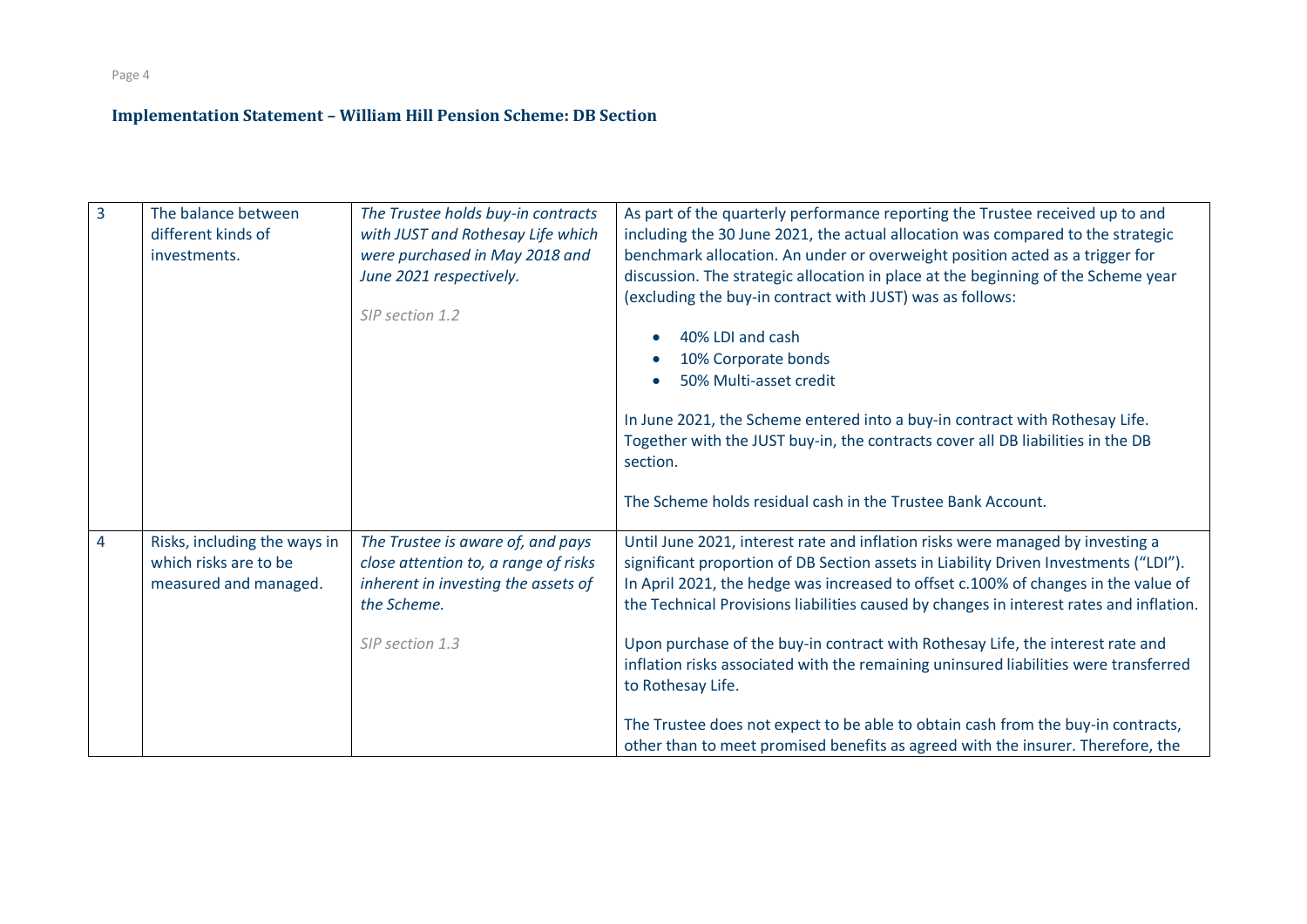### Implementation Statement – William Hill Pension Scheme: DB Section

| | | | |
|---|---|---|---|
| 3 | The balance between different kinds of investments. | *The Trustee holds buy-in contracts with JUST and Rothesay Life which were purchased in May 2018 and June 2021 respectively.*<br><br>*SIP section 1.2* | As part of the quarterly performance reporting the Trustee received up to and including the 30 June 2021, the actual allocation was compared to the strategic benchmark allocation. An under or overweight position acted as a trigger for discussion. The strategic allocation in place at the beginning of the Scheme year (excluding the buy-in contract with JUST) was as follows:<br><br>• 40% LDI and cash<br>• 10% Corporate bonds<br>• 50% Multi-asset credit<br><br>In June 2021, the Scheme entered into a buy-in contract with Rothesay Life. Together with the JUST buy-in, the contracts cover all DB liabilities in the DB section.<br><br>The Scheme holds residual cash in the Trustee Bank Account. |
| 4 | Risks, including the ways in which risks are to be measured and managed. | *The Trustee is aware of, and pays close attention to, a range of risks inherent in investing the assets of the Scheme.*<br><br>*SIP section 1.3* | Until June 2021, interest rate and inflation risks were managed by investing a significant proportion of DB Section assets in Liability Driven Investments ("LDI"). In April 2021, the hedge was increased to offset c.100% of changes in the value of the Technical Provisions liabilities caused by changes in interest rates and inflation.<br><br>Upon purchase of the buy-in contract with Rothesay Life, the interest rate and inflation risks associated with the remaining uninsured liabilities were transferred to Rothesay Life.<br><br>The Trustee does not expect to be able to obtain cash from the buy-in contracts, other than to meet promised benefits as agreed with the insurer. Therefore, the |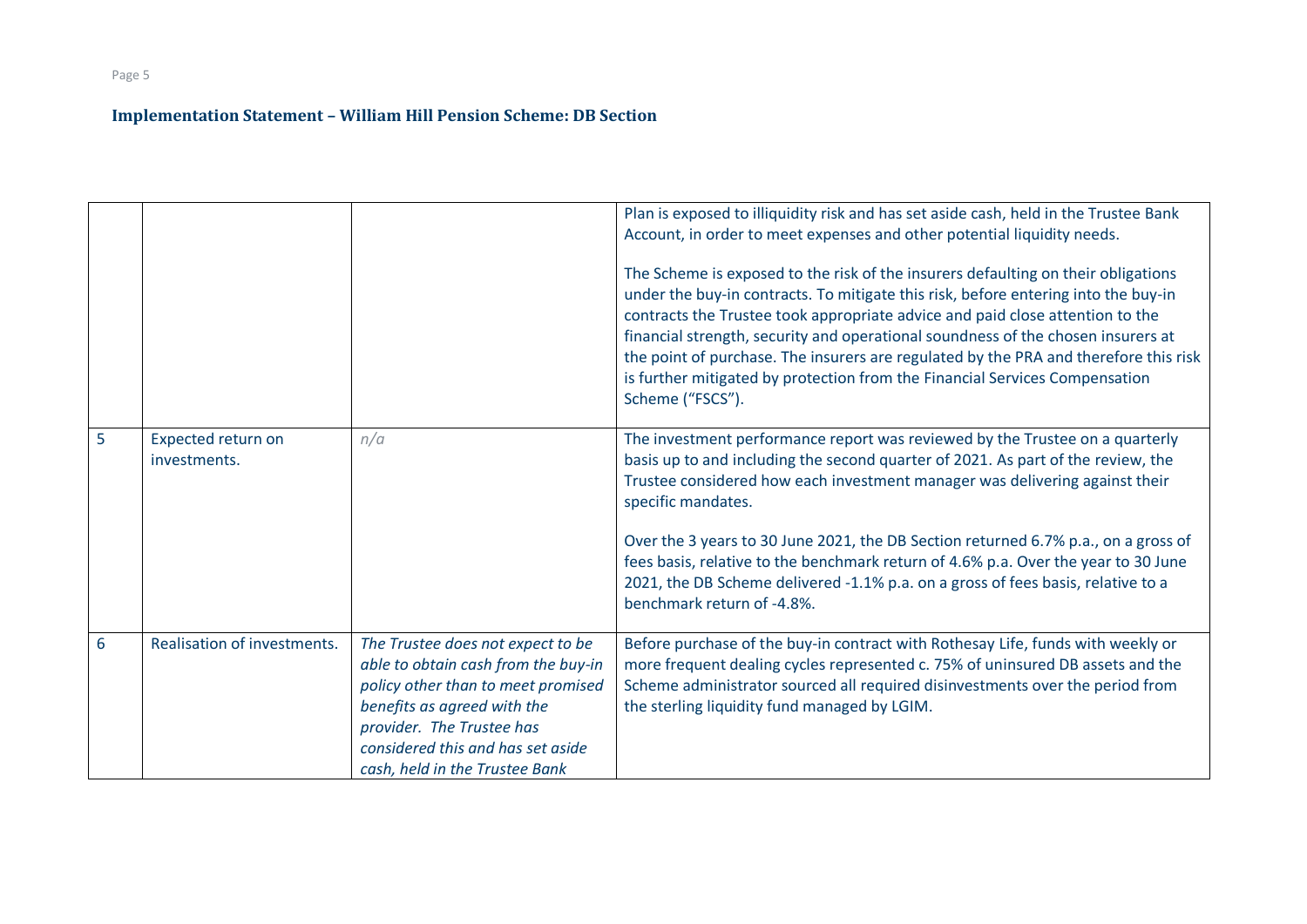**Implementation Statement – William Hill Pension Scheme: DB Section**

| | | | |
|---|---|---|---|
| | | | Plan is exposed to illiquidity risk and has set aside cash, held in the Trustee Bank Account, in order to meet expenses and other potential liquidity needs.<br><br>The Scheme is exposed to the risk of the insurers defaulting on their obligations under the buy-in contracts. To mitigate this risk, before entering into the buy-in contracts the Trustee took appropriate advice and paid close attention to the financial strength, security and operational soundness of the chosen insurers at the point of purchase. The insurers are regulated by the PRA and therefore this risk is further mitigated by protection from the Financial Services Compensation Scheme ("FSCS"). |
| 5 | Expected return on investments. | *n/a* | The investment performance report was reviewed by the Trustee on a quarterly basis up to and including the second quarter of 2021. As part of the review, the Trustee considered how each investment manager was delivering against their specific mandates.<br><br>Over the 3 years to 30 June 2021, the DB Section returned 6.7% p.a., on a gross of fees basis, relative to the benchmark return of 4.6% p.a. Over the year to 30 June 2021, the DB Scheme delivered -1.1% p.a. on a gross of fees basis, relative to a benchmark return of -4.8%. |
| 6 | Realisation of investments. | *The Trustee does not expect to be able to obtain cash from the buy-in policy other than to meet promised benefits as agreed with the provider. The Trustee has considered this and has set aside cash, held in the Trustee Bank* | Before purchase of the buy-in contract with Rothesay Life, funds with weekly or more frequent dealing cycles represented c. 75% of uninsured DB assets and the Scheme administrator sourced all required disinvestments over the period from the sterling liquidity fund managed by LGIM. |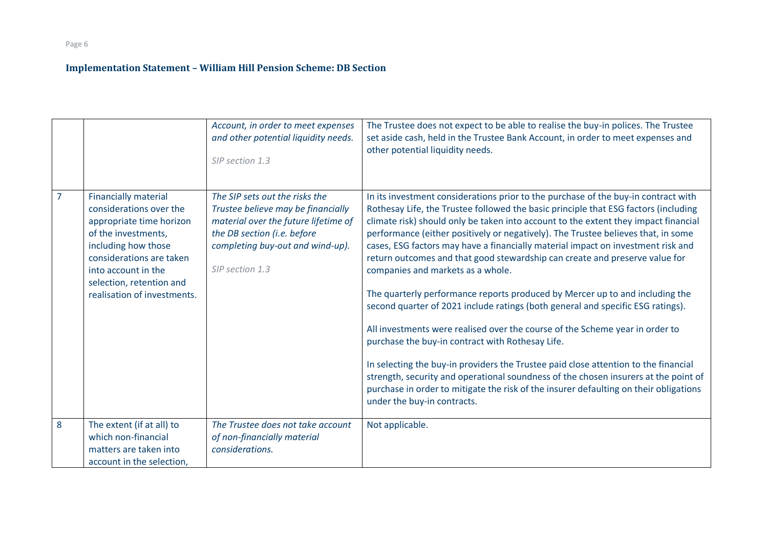### Implementation Statement – William Hill Pension Scheme: DB Section

| | | | |
|---|---|---|---|
| | | *Account, in order to meet expenses and other potential liquidity needs.*<br><br>*SIP section 1.3* | The Trustee does not expect to be able to realise the buy-in polices. The Trustee set aside cash, held in the Trustee Bank Account, in order to meet expenses and other potential liquidity needs. |
| 7 | Financially material considerations over the appropriate time horizon of the investments, including how those considerations are taken into account in the selection, retention and realisation of investments. | *The SIP sets out the risks the Trustee believe may be financially material over the future lifetime of the DB section (i.e. before completing buy-out and wind-up).*<br><br>*SIP section 1.3* | In its investment considerations prior to the purchase of the buy-in contract with Rothesay Life, the Trustee followed the basic principle that ESG factors (including climate risk) should only be taken into account to the extent they impact financial performance (either positively or negatively). The Trustee believes that, in some cases, ESG factors may have a financially material impact on investment risk and return outcomes and that good stewardship can create and preserve value for companies and markets as a whole.<br><br>The quarterly performance reports produced by Mercer up to and including the second quarter of 2021 include ratings (both general and specific ESG ratings).<br><br>All investments were realised over the course of the Scheme year in order to purchase the buy-in contract with Rothesay Life.<br><br>In selecting the buy-in providers the Trustee paid close attention to the financial strength, security and operational soundness of the chosen insurers at the point of purchase in order to mitigate the risk of the insurer defaulting on their obligations under the buy-in contracts. |
| 8 | The extent (if at all) to which non-financial matters are taken into account in the selection, | *The Trustee does not take account of non-financially material considerations.* | Not applicable. |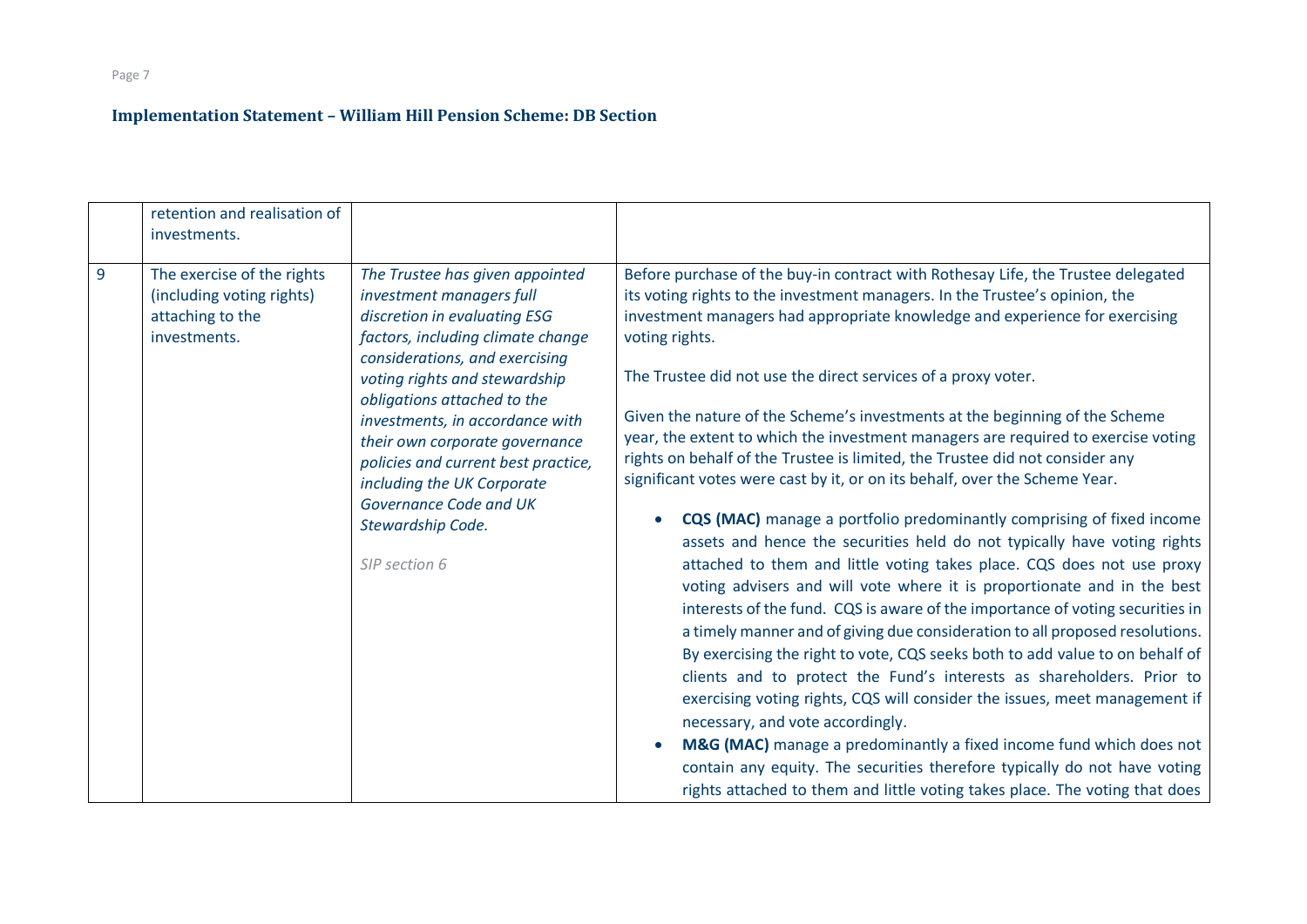## Implementation Statement – William Hill Pension Scheme: DB Section

| | | | |
|---|---|---|---|
| | retention and realisation of investments. | | |
| 9 | The exercise of the rights (including voting rights) attaching to the investments. | *The Trustee has given appointed investment managers full discretion in evaluating ESG factors, including climate change considerations, and exercising voting rights and stewardship obligations attached to the investments, in accordance with their own corporate governance policies and current best practice, including the UK Corporate Governance Code and UK Stewardship Code.*<br><br>*SIP section 6* | Before purchase of the buy-in contract with Rothesay Life, the Trustee delegated its voting rights to the investment managers. In the Trustee's opinion, the investment managers had appropriate knowledge and experience for exercising voting rights.<br><br>The Trustee did not use the direct services of a proxy voter.<br><br>Given the nature of the Scheme's investments at the beginning of the Scheme year, the extent to which the investment managers are required to exercise voting rights on behalf of the Trustee is limited, the Trustee did not consider any significant votes were cast by it, or on its behalf, over the Scheme Year.<br><br>• **CQS (MAC)** manage a portfolio predominantly comprising of fixed income assets and hence the securities held do not typically have voting rights attached to them and little voting takes place. CQS does not use proxy voting advisers and will vote where it is proportionate and in the best interests of the fund. CQS is aware of the importance of voting securities in a timely manner and of giving due consideration to all proposed resolutions. By exercising the right to vote, CQS seeks both to add value to on behalf of clients and to protect the Fund's interests as shareholders. Prior to exercising voting rights, CQS will consider the issues, meet management if necessary, and vote accordingly.<br>• **M&G (MAC)** manage a predominantly a fixed income fund which does not contain any equity. The securities therefore typically do not have voting rights attached to them and little voting takes place. The voting that does |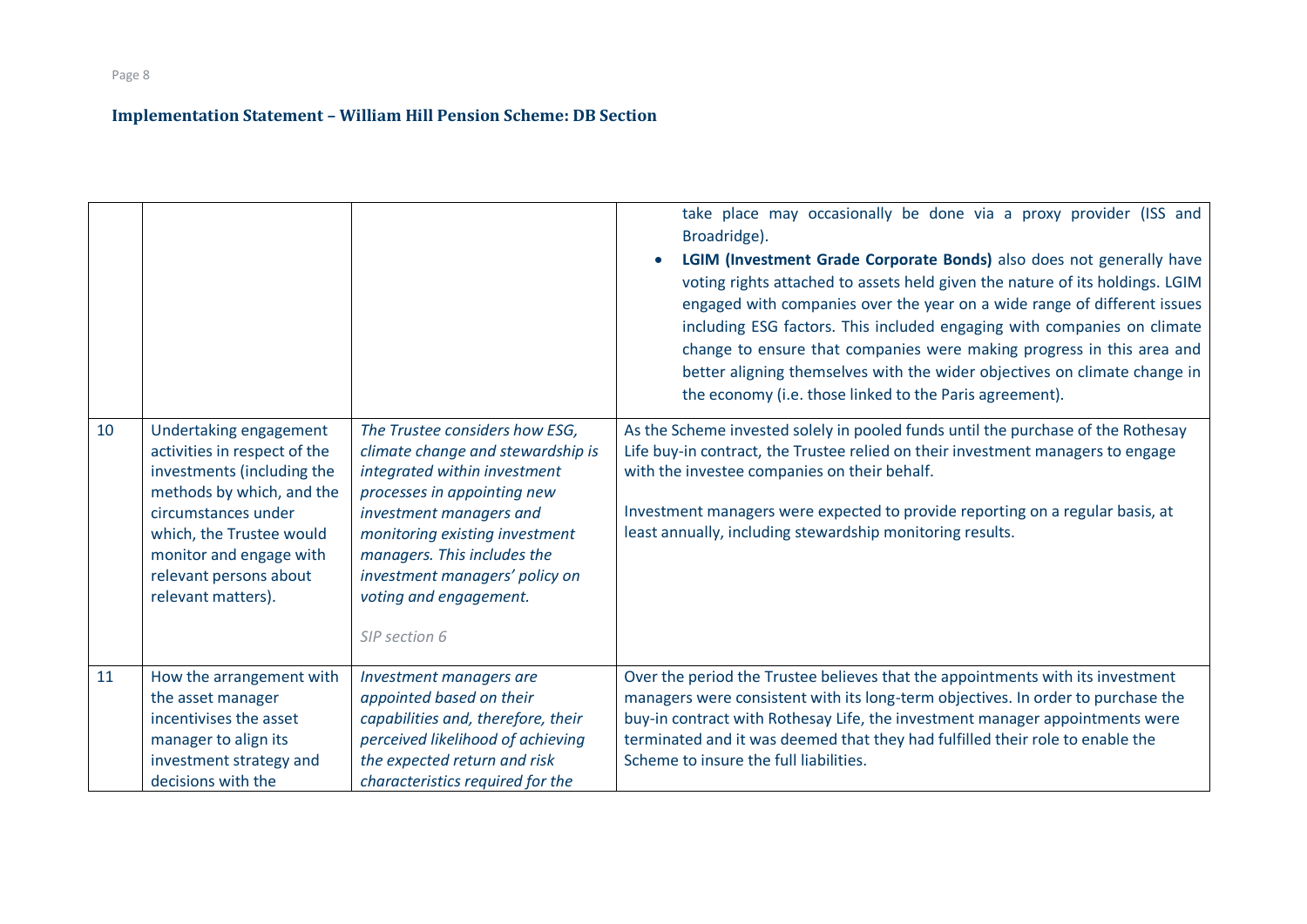## Implementation Statement – William Hill Pension Scheme: DB Section

| | | | |
|---|---|---|---|
| | | | take place may occasionally be done via a proxy provider (ISS and Broadridge).<br>• **LGIM (Investment Grade Corporate Bonds)** also does not generally have voting rights attached to assets held given the nature of its holdings. LGIM engaged with companies over the year on a wide range of different issues including ESG factors. This included engaging with companies on climate change to ensure that companies were making progress in this area and better aligning themselves with the wider objectives on climate change in the economy (i.e. those linked to the Paris agreement). |
| 10 | Undertaking engagement activities in respect of the investments (including the methods by which, and the circumstances under which, the Trustee would monitor and engage with relevant persons about relevant matters). | *The Trustee considers how ESG, climate change and stewardship is integrated within investment processes in appointing new investment managers and monitoring existing investment managers. This includes the investment managers' policy on voting and engagement.*<br><br>*SIP section 6* | As the Scheme invested solely in pooled funds until the purchase of the Rothesay Life buy-in contract, the Trustee relied on their investment managers to engage with the investee companies on their behalf.<br><br>Investment managers were expected to provide reporting on a regular basis, at least annually, including stewardship monitoring results. |
| 11 | How the arrangement with the asset manager incentivises the asset manager to align its investment strategy and decisions with the | *Investment managers are appointed based on their capabilities and, therefore, their perceived likelihood of achieving the expected return and risk characteristics required for the* | Over the period the Trustee believes that the appointments with its investment managers were consistent with its long-term objectives. In order to purchase the buy-in contract with Rothesay Life, the investment manager appointments were terminated and it was deemed that they had fulfilled their role to enable the Scheme to insure the full liabilities. |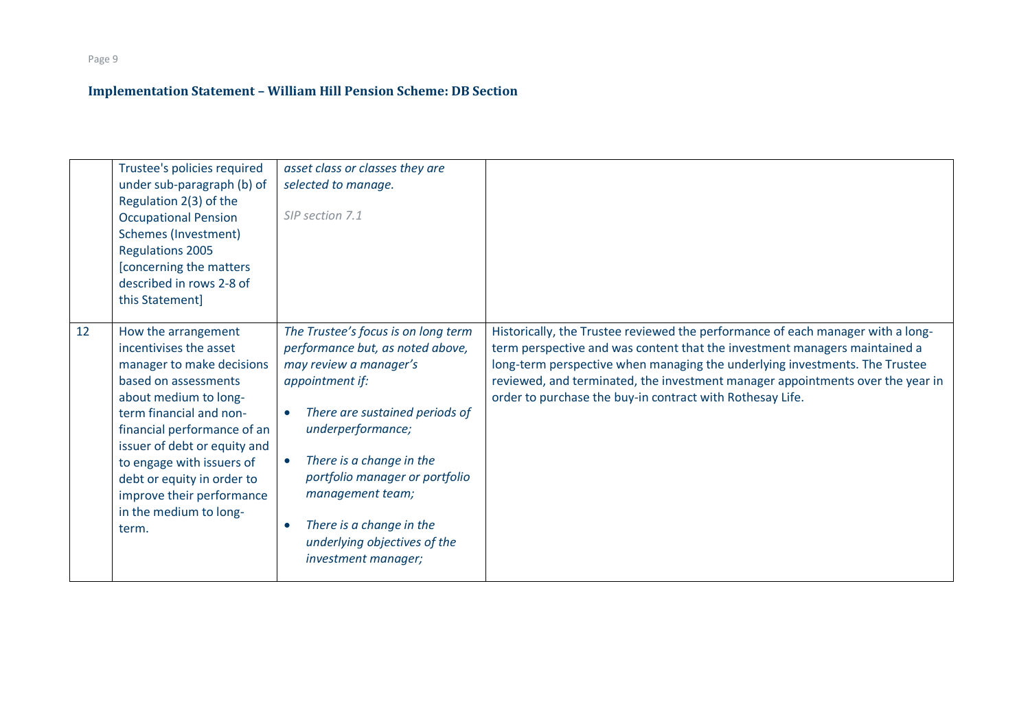## Implementation Statement – William Hill Pension Scheme: DB Section

| | | | |
|---|---|---|---|
| | Trustee's policies required under sub-paragraph (b) of Regulation 2(3) of the Occupational Pension Schemes (Investment) Regulations 2005 [concerning the matters described in rows 2-8 of this Statement] | *asset class or classes they are selected to manage.*<br><br>*SIP section 7.1* | |
| 12 | How the arrangement incentivises the asset manager to make decisions based on assessments about medium to long-term financial and non-financial performance of an issuer of debt or equity and to engage with issuers of debt or equity in order to improve their performance in the medium to long-term. | *The Trustee's focus is on long term performance but, as noted above, may review a manager's appointment if:*<br><br>• *There are sustained periods of underperformance;*<br><br>• *There is a change in the portfolio manager or portfolio management team;*<br><br>• *There is a change in the underlying objectives of the investment manager;* | Historically, the Trustee reviewed the performance of each manager with a long-term perspective and was content that the investment managers maintained a long-term perspective when managing the underlying investments. The Trustee reviewed, and terminated, the investment manager appointments over the year in order to purchase the buy-in contract with Rothesay Life. |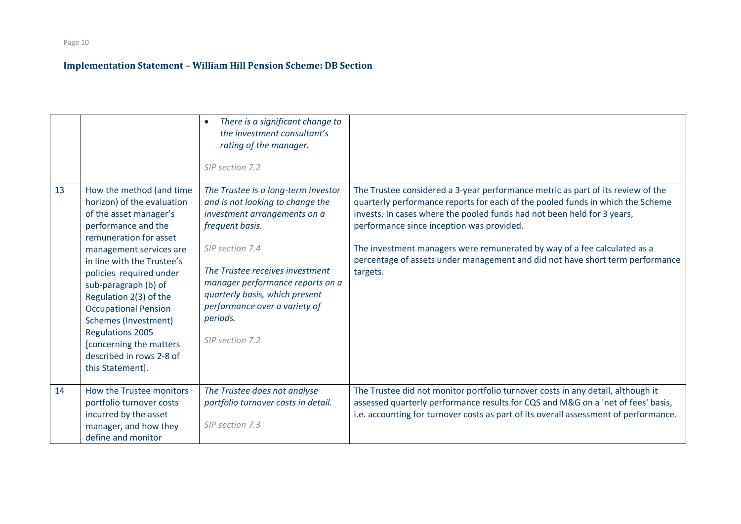## Implementation Statement – William Hill Pension Scheme: DB Section

| | | | |
|---|---|---|---|
| | | • *There is a significant change to the investment consultant's rating of the manager.*<br><br>*SIP section 7.2* | |
| 13 | How the method (and time horizon) of the evaluation of the asset manager's performance and the remuneration for asset management services are in line with the Trustee's policies required under sub-paragraph (b) of Regulation 2(3) of the Occupational Pension Schemes (Investment) Regulations 2005 [concerning the matters described in rows 2-8 of this Statement]. | *The Trustee is a long-term investor and is not looking to change the investment arrangements on a frequent basis.*<br><br>*SIP section 7.4*<br><br>*The Trustee receives investment manager performance reports on a quarterly basis, which present performance over a variety of periods.*<br><br>*SIP section 7.2* | The Trustee considered a 3-year performance metric as part of its review of the quarterly performance reports for each of the pooled funds in which the Scheme invests. In cases where the pooled funds had not been held for 3 years, performance since inception was provided.<br><br>The investment managers were remunerated by way of a fee calculated as a percentage of assets under management and did not have short term performance targets. |
| 14 | How the Trustee monitors portfolio turnover costs incurred by the asset manager, and how they define and monitor | *The Trustee does not analyse portfolio turnover costs in detail.*<br><br>*SIP section 7.3* | The Trustee did not monitor portfolio turnover costs in any detail, although it assessed quarterly performance results for CQS and M&G on a 'net of fees' basis, i.e. accounting for turnover costs as part of its overall assessment of performance. |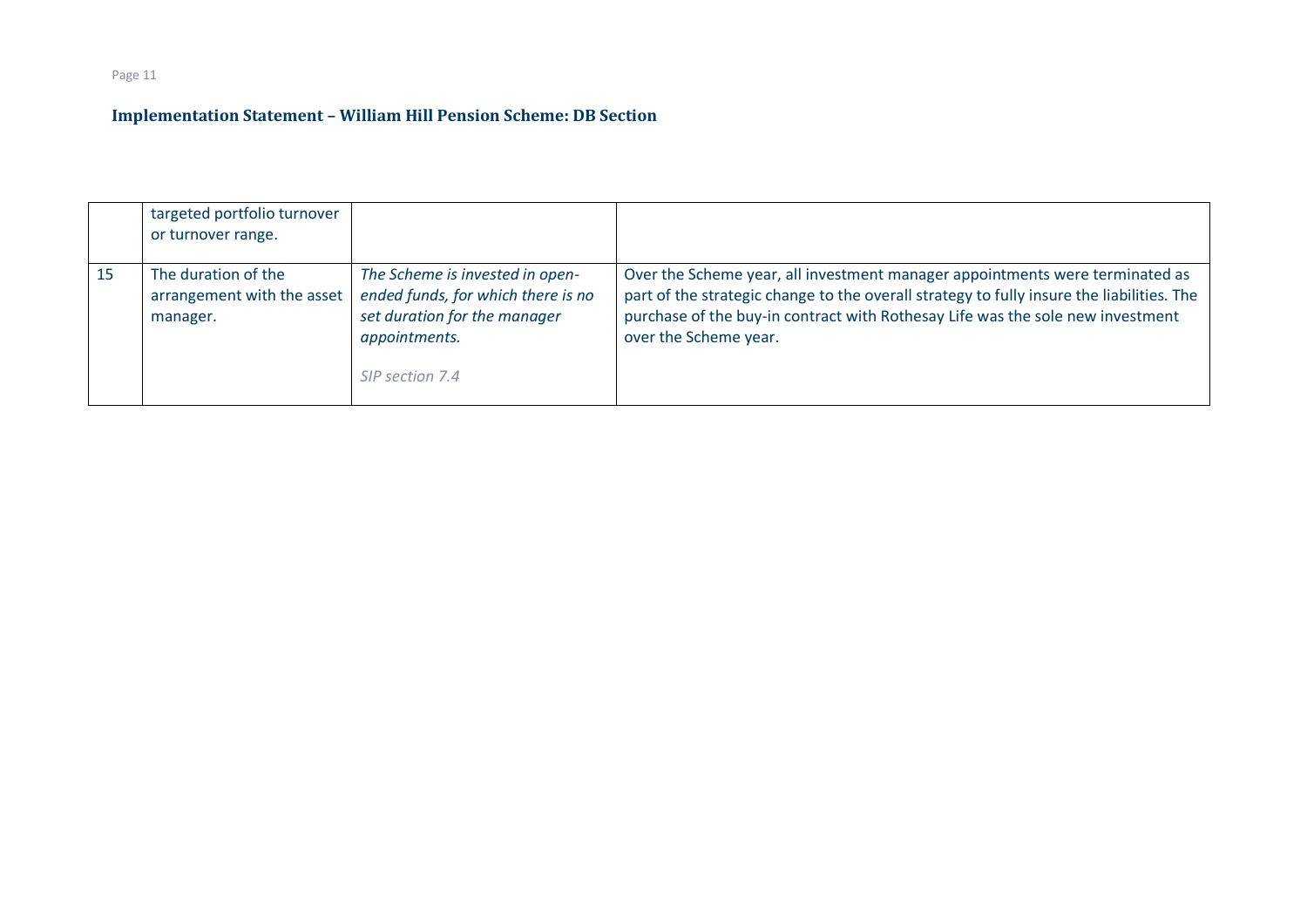## Implementation Statement – William Hill Pension Scheme: DB Section

| | | | |
|---|---|---|---|
| | targeted portfolio turnover or turnover range. | | |
| 15 | The duration of the arrangement with the asset manager. | *The Scheme is invested in open-ended funds, for which there is no set duration for the manager appointments.*<br><br>*SIP section 7.4* | Over the Scheme year, all investment manager appointments were terminated as part of the strategic change to the overall strategy to fully insure the liabilities. The purchase of the buy-in contract with Rothesay Life was the sole new investment over the Scheme year. |